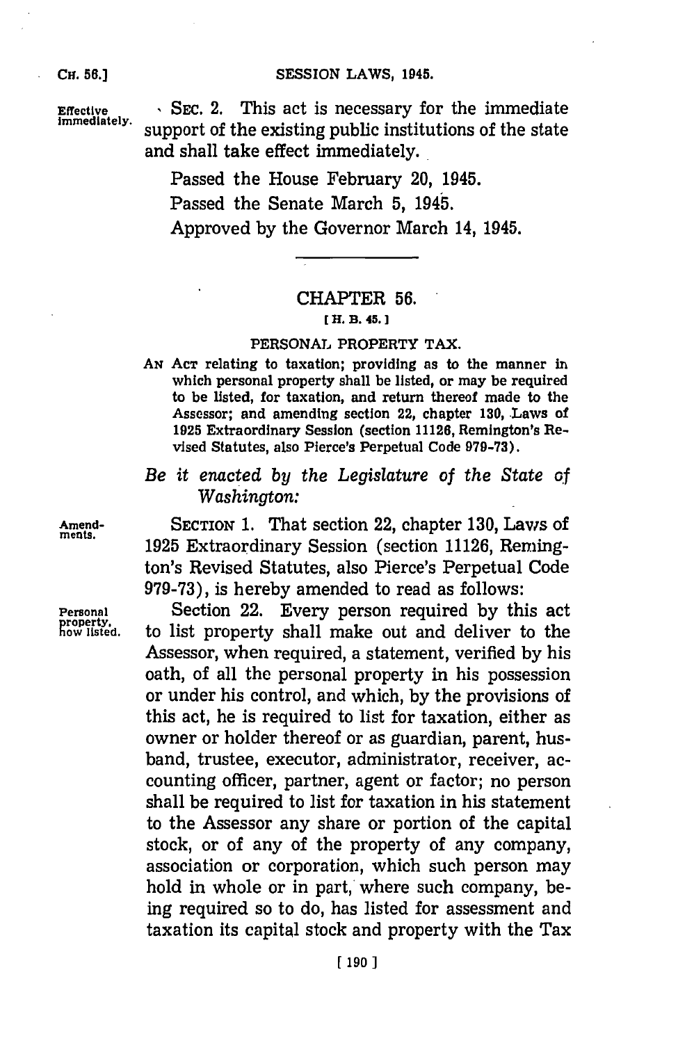Effective immediately. SEC. 2. This act is necessary for the immediate support of the existing public institutions of the state and shall take effect immediately.

Passed the House February 20, 1945.

Passed the Senate March 5, 1945.

Approved by the Governor March 14, 1945.

## CHAPTER 56.

[H. B. 45.]

### PERSONAL PROPERTY TAX.

AN ACT relating to taxation; providing as to the manner in which personal property shall be listed, or may be required to be listed, for taxation, and return thereof made to the Assessor; and amending section 22, chapter 130, Laws of 1925 Extraordinary Session (section 11126, Remington's Revised Statutes, also Pierce's Perpetual Code 979-73).

*Be it enacted by the Legislature of the State of Washington:*

Amendments. SECTION 1. That section 22, chapter 130, Laws of 1925 Extraordinary Session (section 11126, Remington's Revised Statutes, also Pierce's Perpetual Code 979-73), is hereby amended to read as follows:

Personal property, how listed. Section 22. Every person required by this act to list property shall make out and deliver to the Assessor, when required, a statement, verified by his oath, of all the personal property in his possession or under his control, and which, by the provisions of this act, he is required to list for taxation, either as owner or holder thereof or as guardian, parent, husband, trustee, executor, administrator, receiver, accounting officer, partner, agent or factor; no person shall be required to list for taxation in his statement to the Assessor any share or portion of the capital stock, or of any of the property of any company, association or corporation, which such person may hold in whole or in part, where such company, being required so to do, has listed for assessment and taxation its capital stock and property with the Tax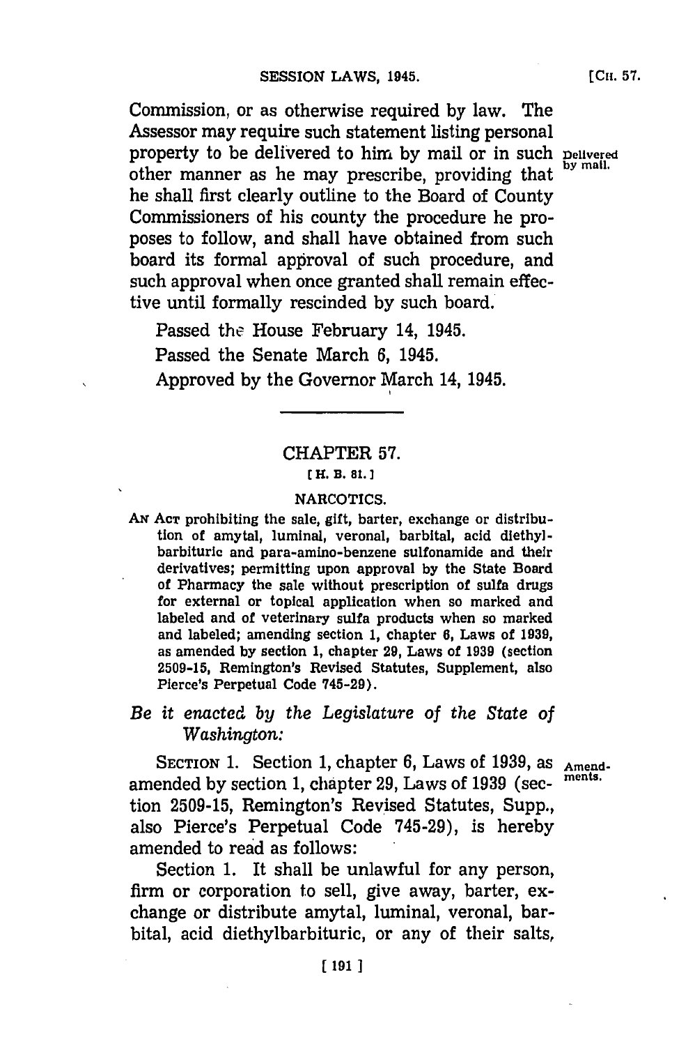Commission, or as otherwise required by law. The Assessor may require such statement listing personal property to be delivered to him by mail or in such other manner as he may prescribe, providing that he shall first clearly outline to the Board of County Commissioners of his county the procedure he proposes to follow, and shall have obtained from such board its formal approval of such procedure, and such approval when once granted shall remain effective until formally rescinded by such board.

Delivered by mail.

Passed the House February 14, 1945.

Passed the Senate March 6, 1945.

Approved by the Governor March 14, 1945.

---

## CHAPTER 57.

[H. B. 81.]

### NARCOTICS.

AN ACT prohibiting the sale, gift, barter, exchange or distribution of amytal, luminal, veronal, barbital, acid diethylbarbituric and para-amino-benzene sulfonamide and their derivatives; permitting upon approval by the State Board of Pharmacy the sale without prescription of sulfa drugs for external or topical application when so marked and labeled and of veterinary sulfa products when so marked and labeled; amending section 1, chapter 6, Laws of 1939, as amended by section 1, chapter 29, Laws of 1939 (section 2509-15, Remington's Revised Statutes, Supplement, also Pierce's Perpetual Code 745-29).

*Be it enacted by the Legislature of the State of Washington:*

SECTION 1. Section 1, chapter 6, Laws of 1939, as amended by section 1, chapter 29, Laws of 1939 (section 2509-15, Remington's Revised Statutes, Supp., also Pierce's Perpetual Code 745-29), is hereby amended to read as follows:

Amendments.

Section 1. It shall be unlawful for any person, firm or corporation to sell, give away, barter, exchange or distribute amytal, luminal, veronal, barbital, acid diethylbarbituric, or any of their salts,